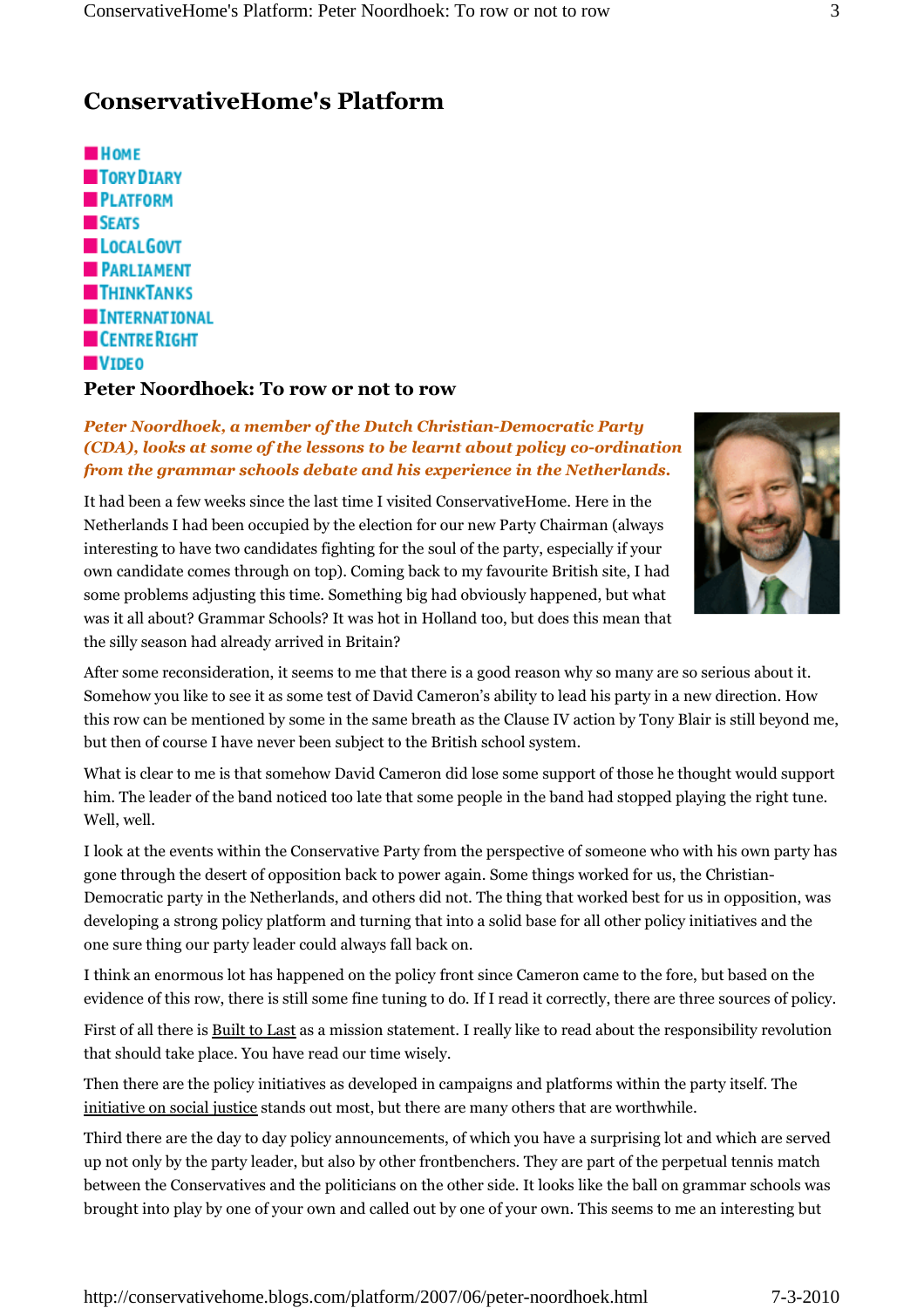# ConservativeHome's Platform

- HOME
- TORY DIARY
- PLATFORM
- SEATS
- LOCAL GOVT
- PARLIAMENT
- THINK TANKS
- INTERNATIONAL
- CENTRE RIGHT
- VIDEO

## Peter Noordhoek: To row or not to row

***Peter Noordhoek, a member of the Dutch Christian-Democratic Party (CDA), looks at some of the lessons to be learnt about policy co-ordination from the grammar schools debate and his experience in the Netherlands.***

It had been a few weeks since the last time I visited ConservativeHome. Here in the Netherlands I had been occupied by the election for our new Party Chairman (always interesting to have two candidates fighting for the soul of the party, especially if your own candidate comes through on top). Coming back to my favourite British site, I had some problems adjusting this time. Something big had obviously happened, but what was it all about? Grammar Schools? It was hot in Holland too, but does this mean that the silly season had already arrived in Britain?

After some reconsideration, it seems to me that there is a good reason why so many are so serious about it. Somehow you like to see it as some test of David Cameron's ability to lead his party in a new direction. How this row can be mentioned by some in the same breath as the Clause IV action by Tony Blair is still beyond me, but then of course I have never been subject to the British school system.

What is clear to me is that somehow David Cameron did lose some support of those he thought would support him. The leader of the band noticed too late that some people in the band had stopped playing the right tune. Well, well.

I look at the events within the Conservative Party from the perspective of someone who with his own party has gone through the desert of opposition back to power again. Some things worked for us, the Christian-Democratic party in the Netherlands, and others did not. The thing that worked best for us in opposition, was developing a strong policy platform and turning that into a solid base for all other policy initiatives and the one sure thing our party leader could always fall back on.

I think an enormous lot has happened on the policy front since Cameron came to the fore, but based on the evidence of this row, there is still some fine tuning to do. If I read it correctly, there are three sources of policy.

First of all there is Built to Last as a mission statement. I really like to read about the responsibility revolution that should take place. You have read our time wisely.

Then there are the policy initiatives as developed in campaigns and platforms within the party itself. The initiative on social justice stands out most, but there are many others that are worthwhile.

Third there are the day to day policy announcements, of which you have a surprising lot and which are served up not only by the party leader, but also by other frontbenchers. They are part of the perpetual tennis match between the Conservatives and the politicians on the other side. It looks like the ball on grammar schools was brought into play by one of your own and called out by one of your own. This seems to me an interesting but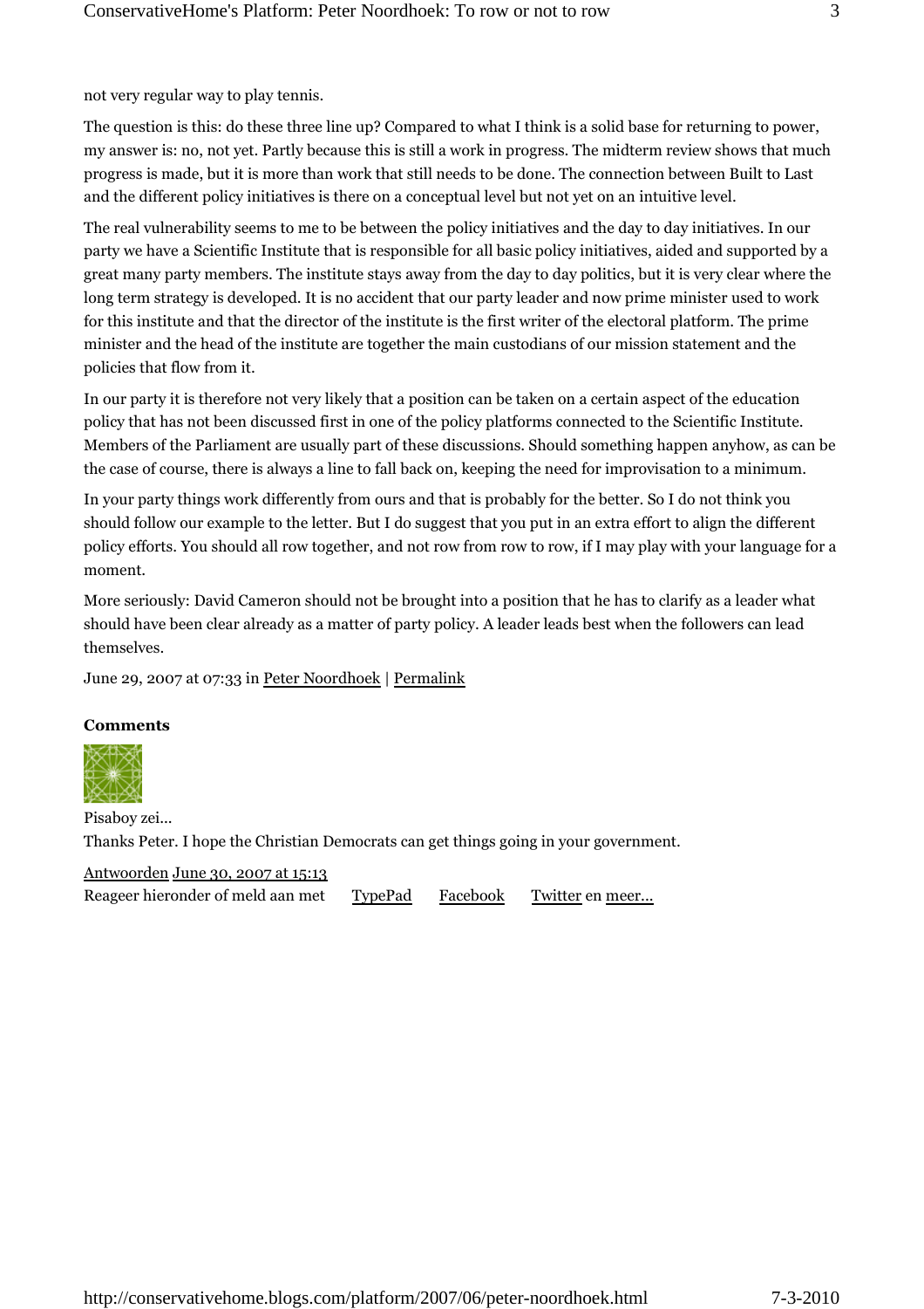not very regular way to play tennis.

The question is this: do these three line up? Compared to what I think is a solid base for returning to power, my answer is: no, not yet. Partly because this is still a work in progress. The midterm review shows that much progress is made, but it is more than work that still needs to be done. The connection between Built to Last and the different policy initiatives is there on a conceptual level but not yet on an intuitive level.

The real vulnerability seems to me to be between the policy initiatives and the day to day initiatives. In our party we have a Scientific Institute that is responsible for all basic policy initiatives, aided and supported by a great many party members. The institute stays away from the day to day politics, but it is very clear where the long term strategy is developed. It is no accident that our party leader and now prime minister used to work for this institute and that the director of the institute is the first writer of the electoral platform. The prime minister and the head of the institute are together the main custodians of our mission statement and the policies that flow from it.

In our party it is therefore not very likely that a position can be taken on a certain aspect of the education policy that has not been discussed first in one of the policy platforms connected to the Scientific Institute. Members of the Parliament are usually part of these discussions. Should something happen anyhow, as can be the case of course, there is always a line to fall back on, keeping the need for improvisation to a minimum.

In your party things work differently from ours and that is probably for the better. So I do not think you should follow our example to the letter. But I do suggest that you put in an extra effort to align the different policy efforts. You should all row together, and not row from row to row, if I may play with your language for a moment.

More seriously: David Cameron should not be brought into a position that he has to clarify as a leader what should have been clear already as a matter of party policy. A leader leads best when the followers can lead themselves.

June 29, 2007 at 07:33 in Peter Noordhoek | Permalink

**Comments**

Pisaboy zei...
Thanks Peter. I hope the Christian Democrats can get things going in your government.

Antwoorden June 30, 2007 at 15:13

Reageer hieronder of meld aan met TypePad Facebook Twitter en meer...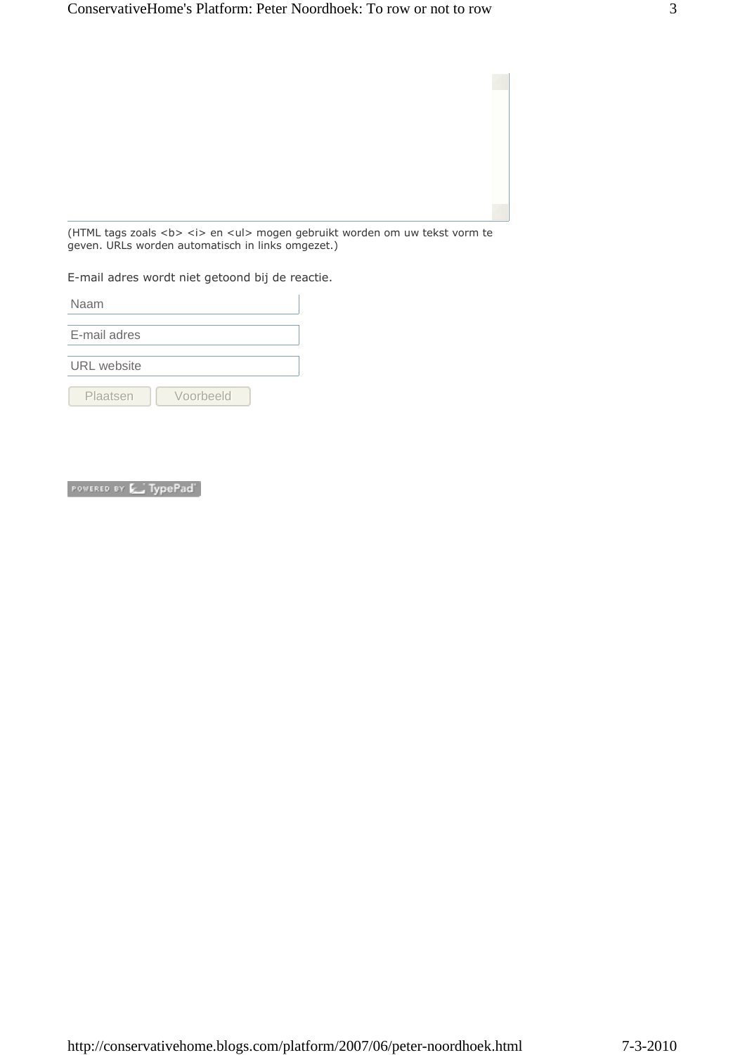(HTML tags zoals <b> <i> en <ul> mogen gebruikt worden om uw tekst vorm te geven. URLs worden automatisch in links omgezet.)

E-mail adres wordt niet getoond bij de reactie.

Naam

E-mail adres

URL website

Plaatsen Voorbeeld

POWERED BY TypePad